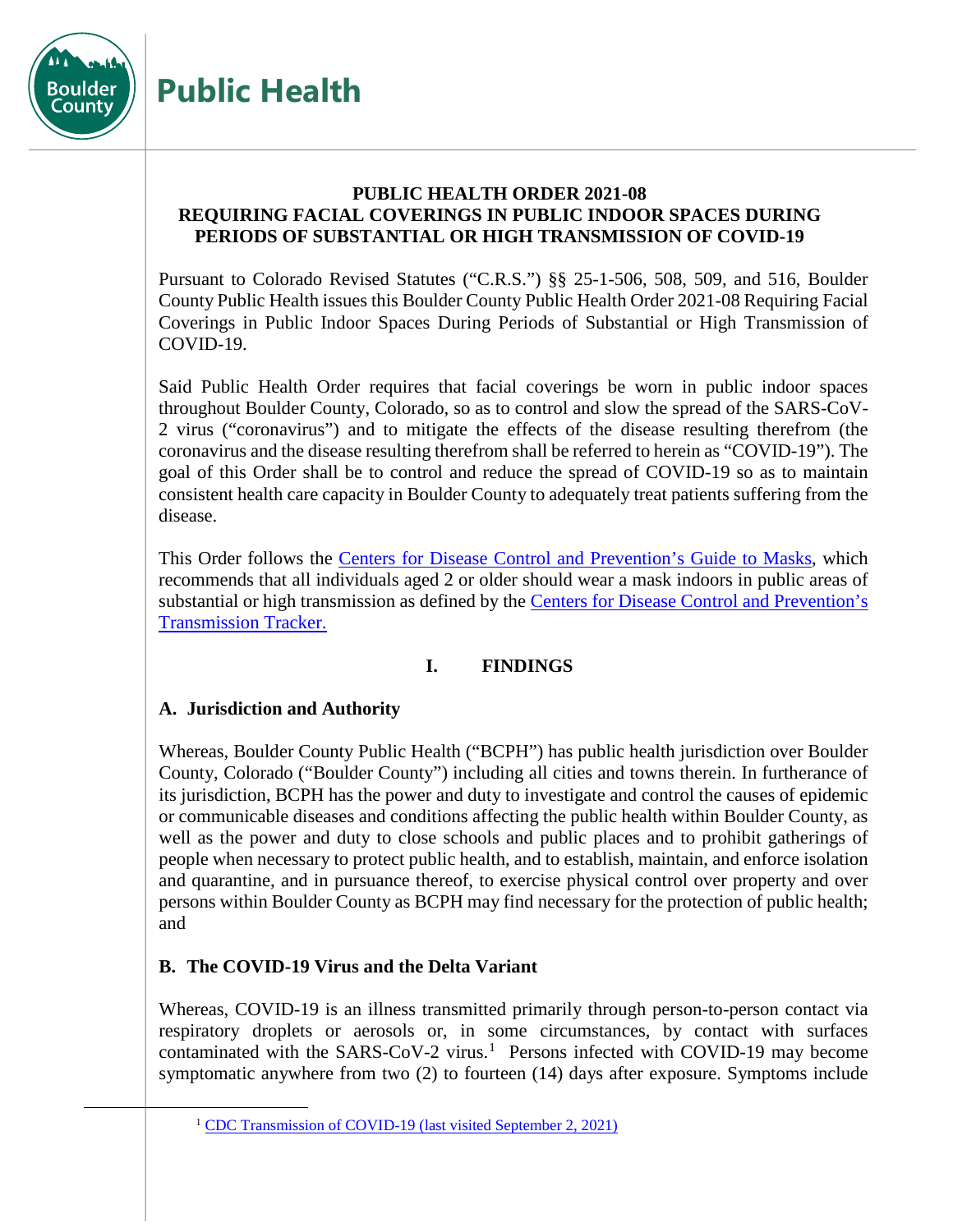# Public Health

## PUBLIC HEALTH ORDER 2021-08
## REQUIRING FACIAL COVERINGS IN PUBLIC INDOOR SPACES DURING PERIODS OF SUBSTANTIAL OR HIGH TRANSMISSION OF COVID-19

Pursuant to Colorado Revised Statutes ("C.R.S.") §§ 25-1-506, 508, 509, and 516, Boulder County Public Health issues this Boulder County Public Health Order 2021-08 Requiring Facial Coverings in Public Indoor Spaces During Periods of Substantial or High Transmission of COVID-19.

Said Public Health Order requires that facial coverings be worn in public indoor spaces throughout Boulder County, Colorado, so as to control and slow the spread of the SARS-CoV-2 virus ("coronavirus") and to mitigate the effects of the disease resulting therefrom (the coronavirus and the disease resulting therefrom shall be referred to herein as "COVID-19"). The goal of this Order shall be to control and reduce the spread of COVID-19 so as to maintain consistent health care capacity in Boulder County to adequately treat patients suffering from the disease.

This Order follows the Centers for Disease Control and Prevention's Guide to Masks, which recommends that all individuals aged 2 or older should wear a mask indoors in public areas of substantial or high transmission as defined by the Centers for Disease Control and Prevention's Transmission Tracker.

## I. FINDINGS

### A. Jurisdiction and Authority

Whereas, Boulder County Public Health ("BCPH") has public health jurisdiction over Boulder County, Colorado ("Boulder County") including all cities and towns therein. In furtherance of its jurisdiction, BCPH has the power and duty to investigate and control the causes of epidemic or communicable diseases and conditions affecting the public health within Boulder County, as well as the power and duty to close schools and public places and to prohibit gatherings of people when necessary to protect public health, and to establish, maintain, and enforce isolation and quarantine, and in pursuance thereof, to exercise physical control over property and over persons within Boulder County as BCPH may find necessary for the protection of public health; and

### B. The COVID-19 Virus and the Delta Variant

Whereas, COVID-19 is an illness transmitted primarily through person-to-person contact via respiratory droplets or aerosols or, in some circumstances, by contact with surfaces contaminated with the SARS-CoV-2 virus.[1] Persons infected with COVID-19 may become symptomatic anywhere from two (2) to fourteen (14) days after exposure. Symptoms include

[1] CDC Transmission of COVID-19 (last visited September 2, 2021)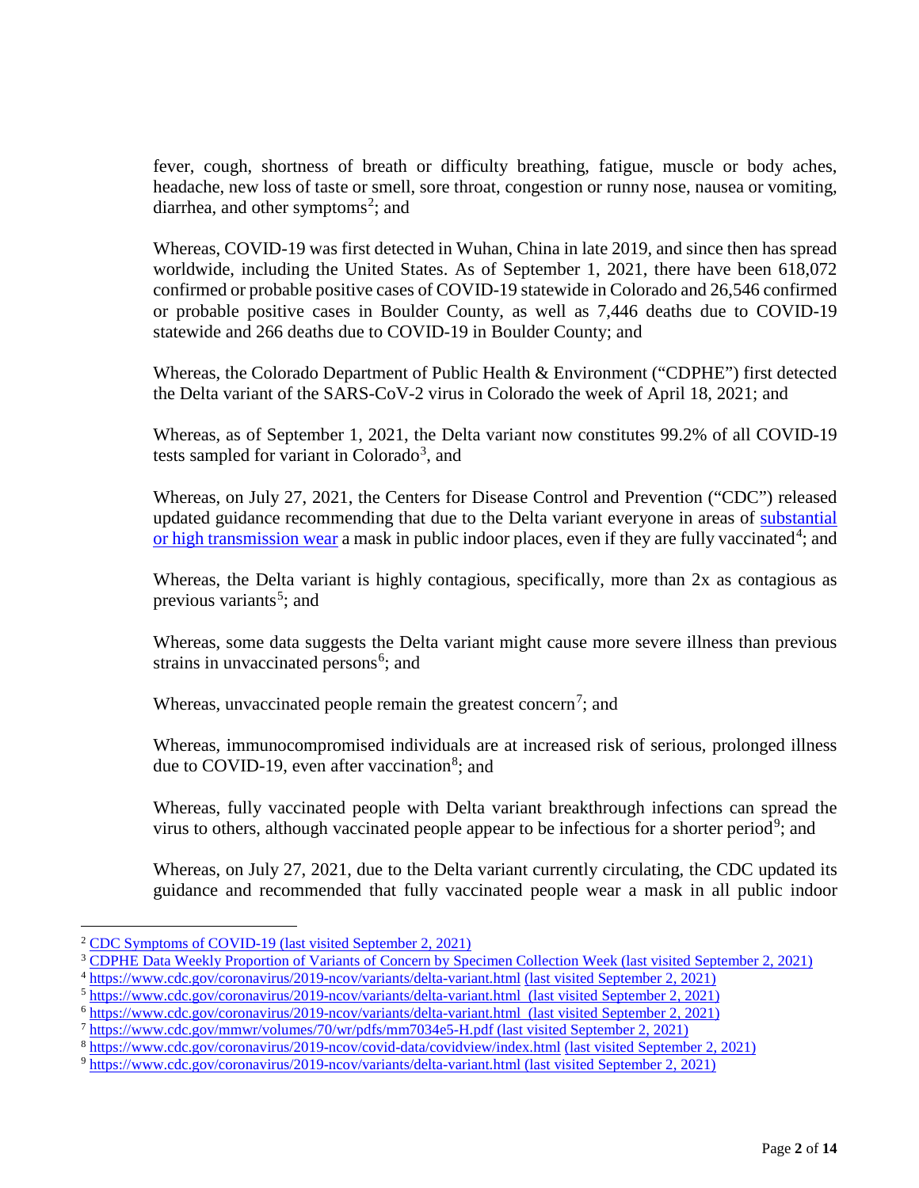fever, cough, shortness of breath or difficulty breathing, fatigue, muscle or body aches, headache, new loss of taste or smell, sore throat, congestion or runny nose, nausea or vomiting, diarrhea, and other symptoms[2]; and

Whereas, COVID-19 was first detected in Wuhan, China in late 2019, and since then has spread worldwide, including the United States. As of September 1, 2021, there have been 618,072 confirmed or probable positive cases of COVID-19 statewide in Colorado and 26,546 confirmed or probable positive cases in Boulder County, as well as 7,446 deaths due to COVID-19 statewide and 266 deaths due to COVID-19 in Boulder County; and

Whereas, the Colorado Department of Public Health & Environment ("CDPHE") first detected the Delta variant of the SARS-CoV-2 virus in Colorado the week of April 18, 2021; and

Whereas, as of September 1, 2021, the Delta variant now constitutes 99.2% of all COVID-19 tests sampled for variant in Colorado[3], and

Whereas, on July 27, 2021, the Centers for Disease Control and Prevention ("CDC") released updated guidance recommending that due to the Delta variant everyone in areas of substantial or high transmission wear a mask in public indoor places, even if they are fully vaccinated[4]; and

Whereas, the Delta variant is highly contagious, specifically, more than 2x as contagious as previous variants[5]; and

Whereas, some data suggests the Delta variant might cause more severe illness than previous strains in unvaccinated persons[6]; and

Whereas, unvaccinated people remain the greatest concern[7]; and

Whereas, immunocompromised individuals are at increased risk of serious, prolonged illness due to COVID-19, even after vaccination[8]; and

Whereas, fully vaccinated people with Delta variant breakthrough infections can spread the virus to others, although vaccinated people appear to be infectious for a shorter period[9]; and

Whereas, on July 27, 2021, due to the Delta variant currently circulating, the CDC updated its guidance and recommended that fully vaccinated people wear a mask in all public indoor

---

[2] CDC Symptoms of COVID-19 (last visited September 2, 2021)

[3] CDPHE Data Weekly Proportion of Variants of Concern by Specimen Collection Week (last visited September 2, 2021)

[4] https://www.cdc.gov/coronavirus/2019-ncov/variants/delta-variant.html (last visited September 2, 2021)

[5] https://www.cdc.gov/coronavirus/2019-ncov/variants/delta-variant.html (last visited September 2, 2021)

[6] https://www.cdc.gov/coronavirus/2019-ncov/variants/delta-variant.html (last visited September 2, 2021)

[7] https://www.cdc.gov/mmwr/volumes/70/wr/pdfs/mm7034e5-H.pdf (last visited September 2, 2021)

[8] https://www.cdc.gov/coronavirus/2019-ncov/covid-data/covidview/index.html (last visited September 2, 2021)

[9] https://www.cdc.gov/coronavirus/2019-ncov/variants/delta-variant.html (last visited September 2, 2021)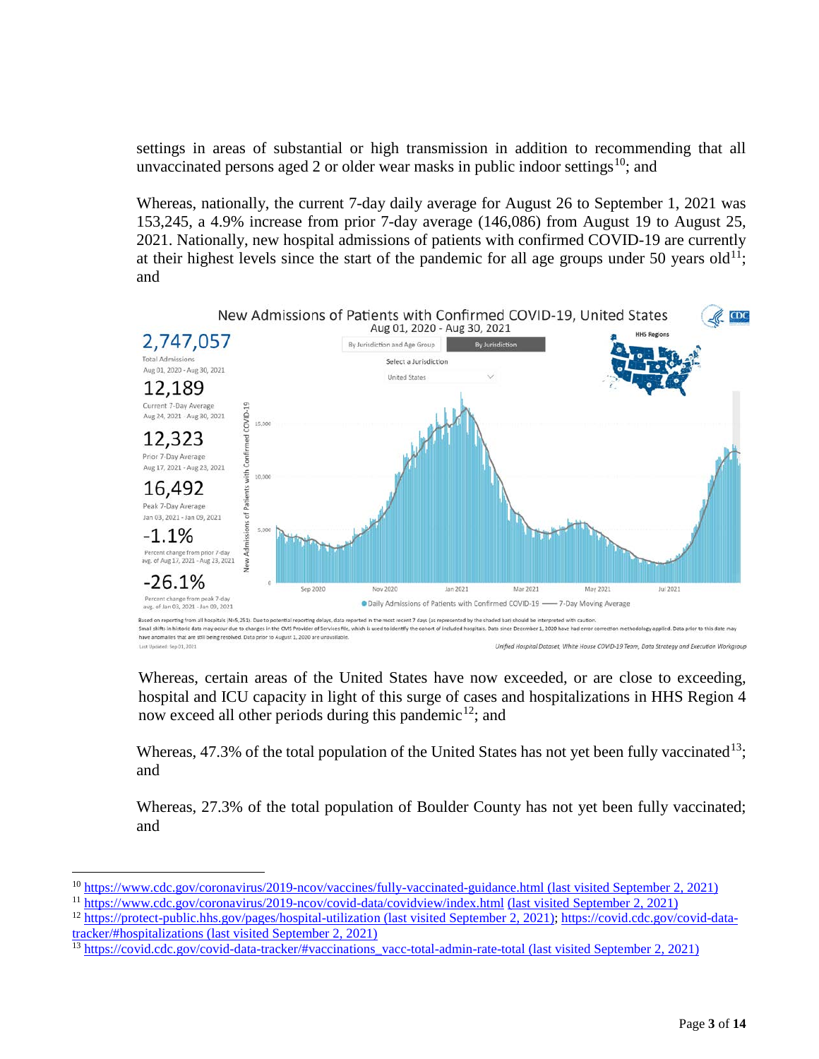settings in areas of substantial or high transmission in addition to recommending that all unvaccinated persons aged 2 or older wear masks in public indoor settings[10]; and

Whereas, nationally, the current 7-day daily average for August 26 to September 1, 2021 was 153,245, a 4.9% increase from prior 7-day average (146,086) from August 19 to August 25, 2021. Nationally, new hospital admissions of patients with confirmed COVID-19 are currently at their highest levels since the start of the pandemic for all age groups under 50 years old[11]; and

Whereas, certain areas of the United States have now exceeded, or are close to exceeding, hospital and ICU capacity in light of this surge of cases and hospitalizations in HHS Region 4 now exceed all other periods during this pandemic[12]; and

Whereas, 47.3% of the total population of the United States has not yet been fully vaccinated[13]; and

Whereas, 27.3% of the total population of Boulder County has not yet been fully vaccinated; and

---

[10] https://www.cdc.gov/coronavirus/2019-ncov/vaccines/fully-vaccinated-guidance.html (last visited September 2, 2021)

[11] https://www.cdc.gov/coronavirus/2019-ncov/covid-data/covidview/index.html (last visited September 2, 2021)

[12] https://protect-public.hhs.gov/pages/hospital-utilization (last visited September 2, 2021); https://covid.cdc.gov/covid-data-tracker/#hospitalizations (last visited September 2, 2021)

[13] https://covid.cdc.gov/covid-data-tracker/#vaccinations_vacc-total-admin-rate-total (last visited September 2, 2021)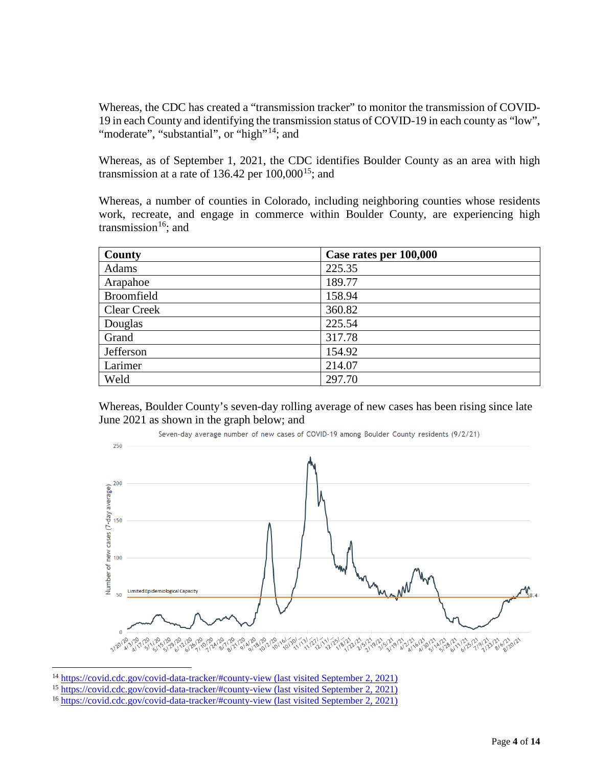Whereas, the CDC has created a "transmission tracker" to monitor the transmission of COVID-19 in each County and identifying the transmission status of COVID-19 in each county as "low", "moderate", "substantial", or "high"[14]; and

Whereas, as of September 1, 2021, the CDC identifies Boulder County as an area with high transmission at a rate of 136.42 per 100,000[15]; and

Whereas, a number of counties in Colorado, including neighboring counties whose residents work, recreate, and engage in commerce within Boulder County, are experiencing high transmission[16]; and

| County | Case rates per 100,000 |
| --- | --- |
| Adams | 225.35 |
| Arapahoe | 189.77 |
| Broomfield | 158.94 |
| Clear Creek | 360.82 |
| Douglas | 225.54 |
| Grand | 317.78 |
| Jefferson | 154.92 |
| Larimer | 214.07 |
| Weld | 297.70 |

Whereas, Boulder County's seven-day rolling average of new cases has been rising since late June 2021 as shown in the graph below; and

Seven-day average number of new cases of COVID-19 among Boulder County residents (9/2/21)

[14] https://covid.cdc.gov/covid-data-tracker/#county-view (last visited September 2, 2021)

[15] https://covid.cdc.gov/covid-data-tracker/#county-view (last visited September 2, 2021)

[16] https://covid.cdc.gov/covid-data-tracker/#county-view (last visited September 2, 2021)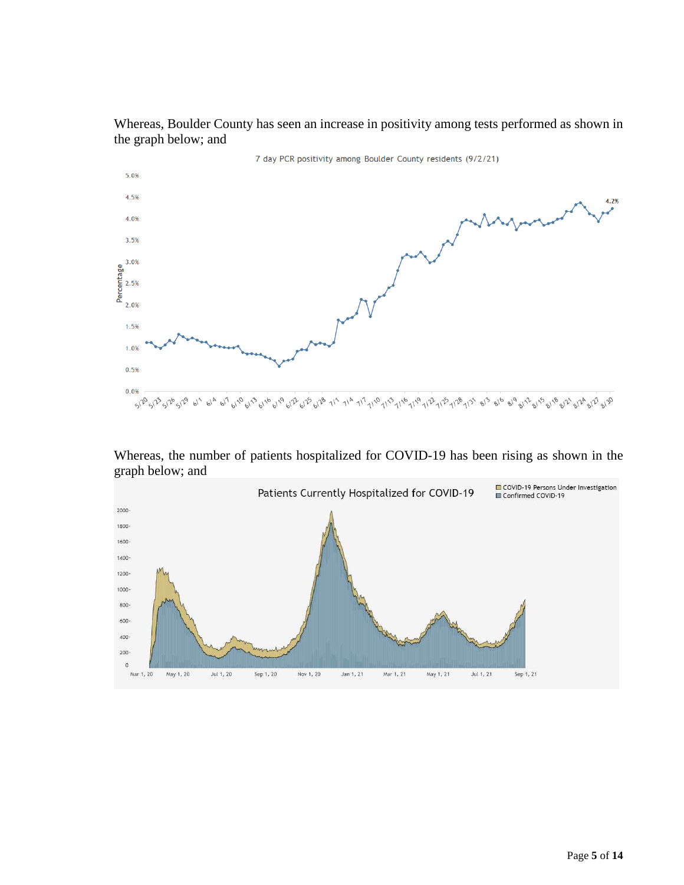Whereas, Boulder County has seen an increase in positivity among tests performed as shown in the graph below; and

Whereas, the number of patients hospitalized for COVID-19 has been rising as shown in the graph below; and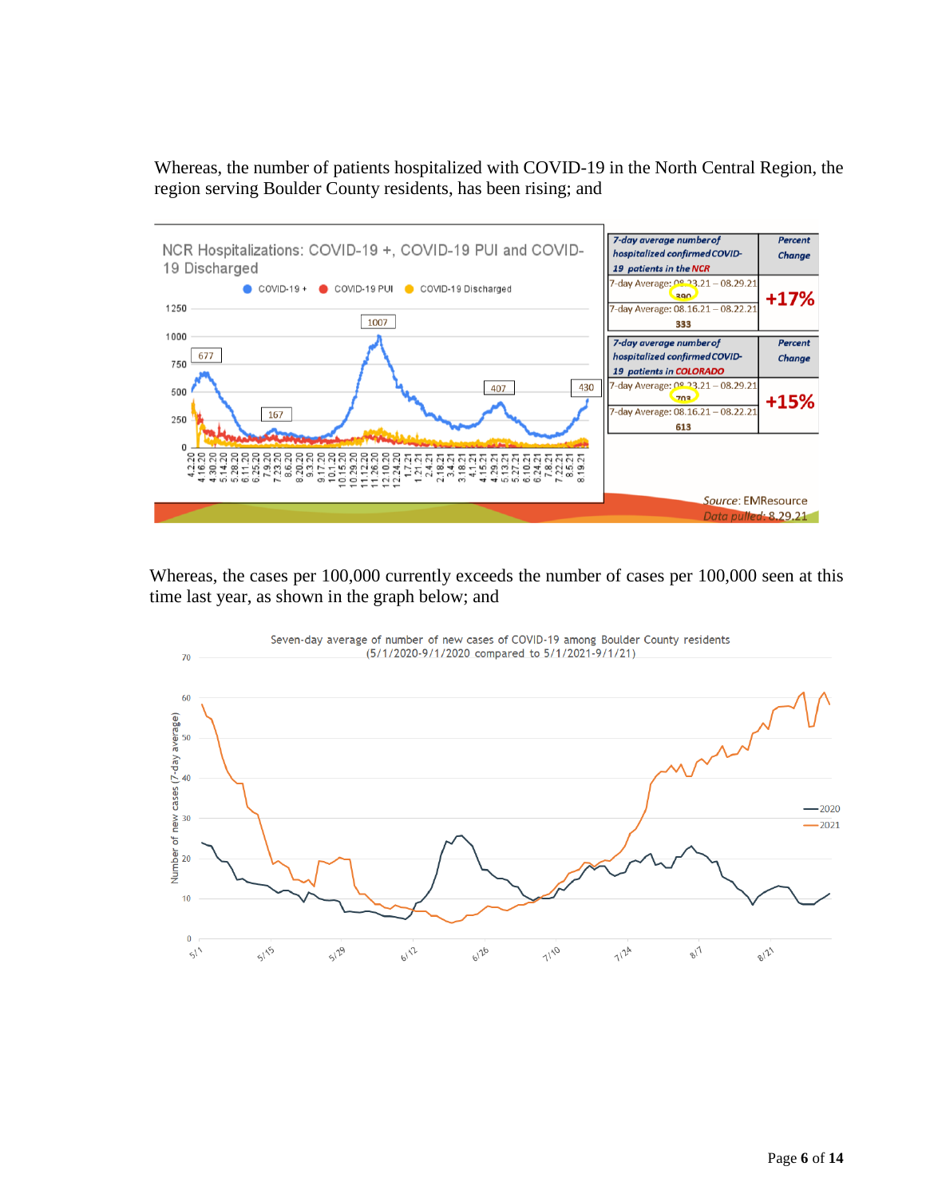Whereas, the number of patients hospitalized with COVID-19 in the North Central Region, the region serving Boulder County residents, has been rising; and

| *7-day average number of hospitalized confirmed COVID-19 patients in the NCR* | *Percent Change* |
| --- | --- |
| 7-day Average: 08.23.21 – 08.29.21 **390** | **+17%** |
| 7-day Average: 08.16.21 – 08.22.21 **333** | |

| *7-day average number of hospitalized confirmed COVID-19 patients in COLORADO* | *Percent Change* |
| --- | --- |
| 7-day Average: 08.23.21 – 08.29.21 **703** | **+15%** |
| 7-day Average: 08.16.21 – 08.22.21 **613** | |

*Source*: EMResource
*Data pulled*: 8.29.21

Whereas, the cases per 100,000 currently exceeds the number of cases per 100,000 seen at this time last year, as shown in the graph below; and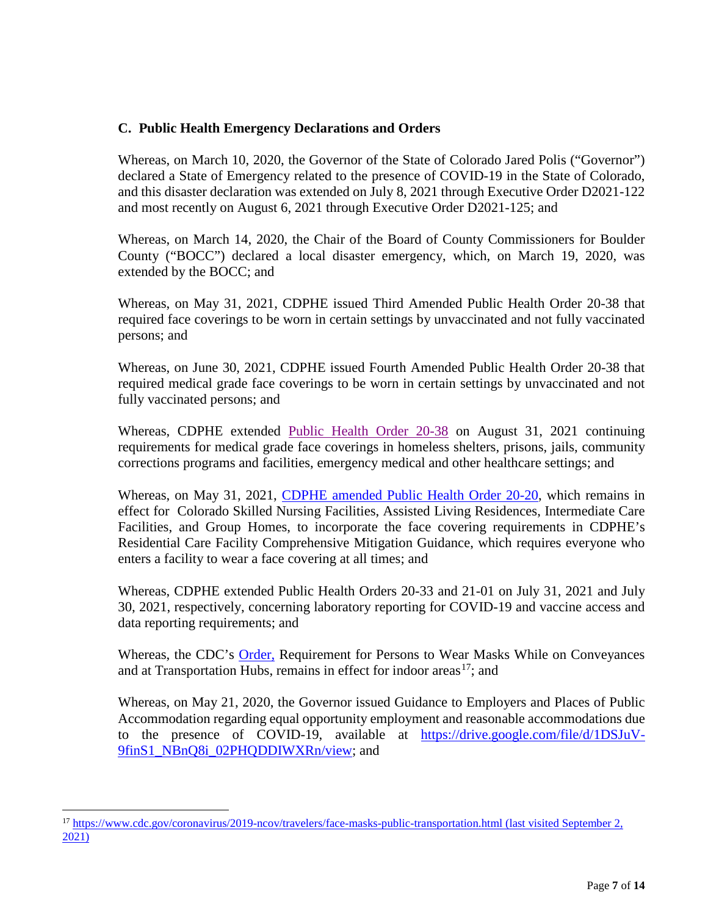### C. Public Health Emergency Declarations and Orders

Whereas, on March 10, 2020, the Governor of the State of Colorado Jared Polis ("Governor") declared a State of Emergency related to the presence of COVID-19 in the State of Colorado, and this disaster declaration was extended on July 8, 2021 through Executive Order D2021-122 and most recently on August 6, 2021 through Executive Order D2021-125; and

Whereas, on March 14, 2020, the Chair of the Board of County Commissioners for Boulder County ("BOCC") declared a local disaster emergency, which, on March 19, 2020, was extended by the BOCC; and

Whereas, on May 31, 2021, CDPHE issued Third Amended Public Health Order 20-38 that required face coverings to be worn in certain settings by unvaccinated and not fully vaccinated persons; and

Whereas, on June 30, 2021, CDPHE issued Fourth Amended Public Health Order 20-38 that required medical grade face coverings to be worn in certain settings by unvaccinated and not fully vaccinated persons; and

Whereas, CDPHE extended Public Health Order 20-38 on August 31, 2021 continuing requirements for medical grade face coverings in homeless shelters, prisons, jails, community corrections programs and facilities, emergency medical and other healthcare settings; and

Whereas, on May 31, 2021, CDPHE amended Public Health Order 20-20, which remains in effect for Colorado Skilled Nursing Facilities, Assisted Living Residences, Intermediate Care Facilities, and Group Homes, to incorporate the face covering requirements in CDPHE's Residential Care Facility Comprehensive Mitigation Guidance, which requires everyone who enters a facility to wear a face covering at all times; and

Whereas, CDPHE extended Public Health Orders 20-33 and 21-01 on July 31, 2021 and July 30, 2021, respectively, concerning laboratory reporting for COVID-19 and vaccine access and data reporting requirements; and

Whereas, the CDC's Order, Requirement for Persons to Wear Masks While on Conveyances and at Transportation Hubs, remains in effect for indoor areas[17]; and

Whereas, on May 21, 2020, the Governor issued Guidance to Employers and Places of Public Accommodation regarding equal opportunity employment and reasonable accommodations due to the presence of COVID-19, available at https://drive.google.com/file/d/1DSJuV-9finS1_NBnQ8i_02PHQDDIWXRn/view; and

---

[17] https://www.cdc.gov/coronavirus/2019-ncov/travelers/face-masks-public-transportation.html (last visited September 2, 2021)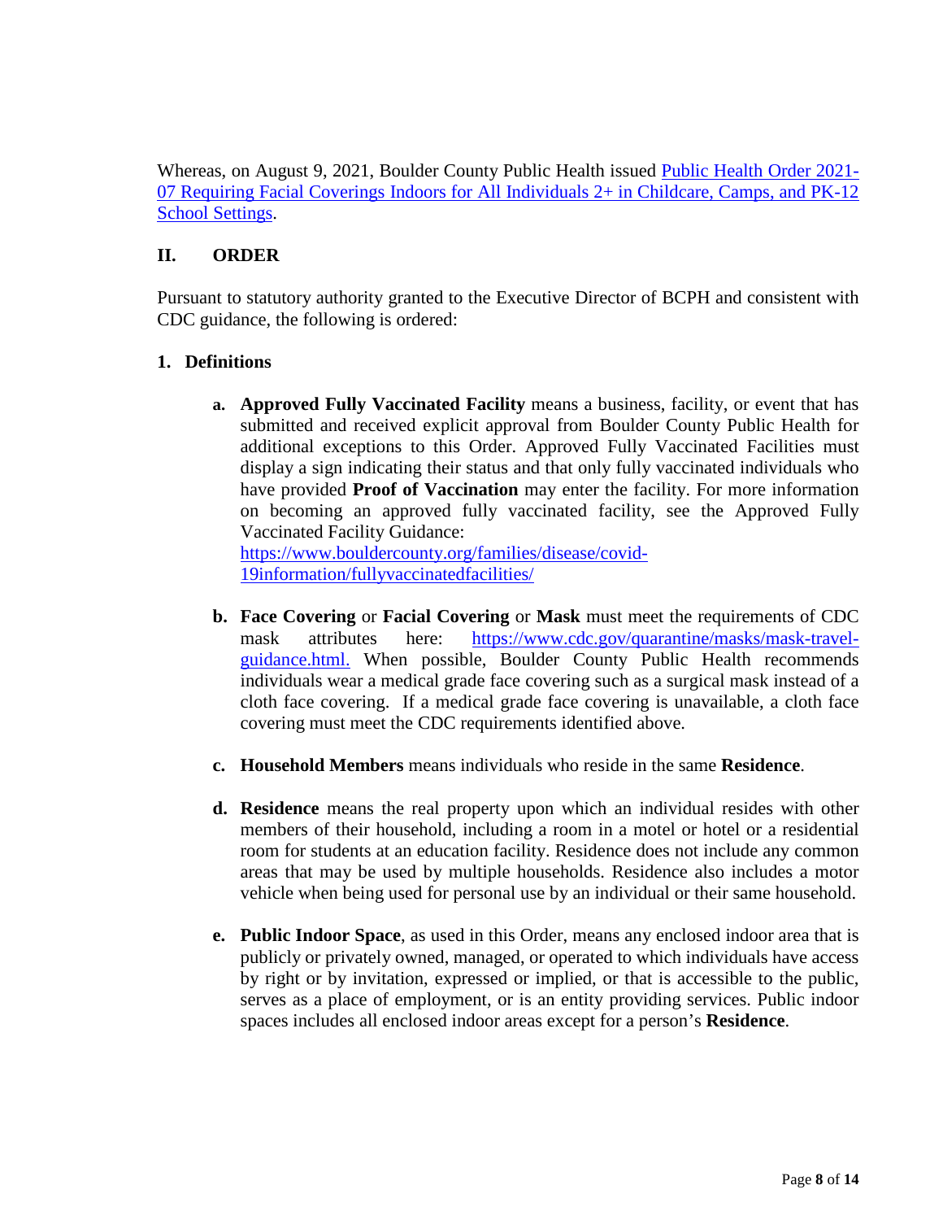Whereas, on August 9, 2021, Boulder County Public Health issued [Public Health Order 2021-07 Requiring Facial Coverings Indoors for All Individuals 2+ in Childcare, Camps, and PK-12 School Settings](#).

## II. ORDER

Pursuant to statutory authority granted to the Executive Director of BCPH and consistent with CDC guidance, the following is ordered:

### 1. Definitions

a. **Approved Fully Vaccinated Facility** means a business, facility, or event that has submitted and received explicit approval from Boulder County Public Health for additional exceptions to this Order. Approved Fully Vaccinated Facilities must display a sign indicating their status and that only fully vaccinated individuals who have provided **Proof of Vaccination** may enter the facility. For more information on becoming an approved fully vaccinated facility, see the Approved Fully Vaccinated Facility Guidance: https://www.bouldercounty.org/families/disease/covid-19information/fullyvaccinatedfacilities/

b. **Face Covering** or **Facial Covering** or **Mask** must meet the requirements of CDC mask attributes here: https://www.cdc.gov/quarantine/masks/mask-travel-guidance.html. When possible, Boulder County Public Health recommends individuals wear a medical grade face covering such as a surgical mask instead of a cloth face covering. If a medical grade face covering is unavailable, a cloth face covering must meet the CDC requirements identified above.

c. **Household Members** means individuals who reside in the same **Residence**.

d. **Residence** means the real property upon which an individual resides with other members of their household, including a room in a motel or hotel or a residential room for students at an education facility. Residence does not include any common areas that may be used by multiple households. Residence also includes a motor vehicle when being used for personal use by an individual or their same household.

e. **Public Indoor Space**, as used in this Order, means any enclosed indoor area that is publicly or privately owned, managed, or operated to which individuals have access by right or by invitation, expressed or implied, or that is accessible to the public, serves as a place of employment, or is an entity providing services. Public indoor spaces includes all enclosed indoor areas except for a person's **Residence**.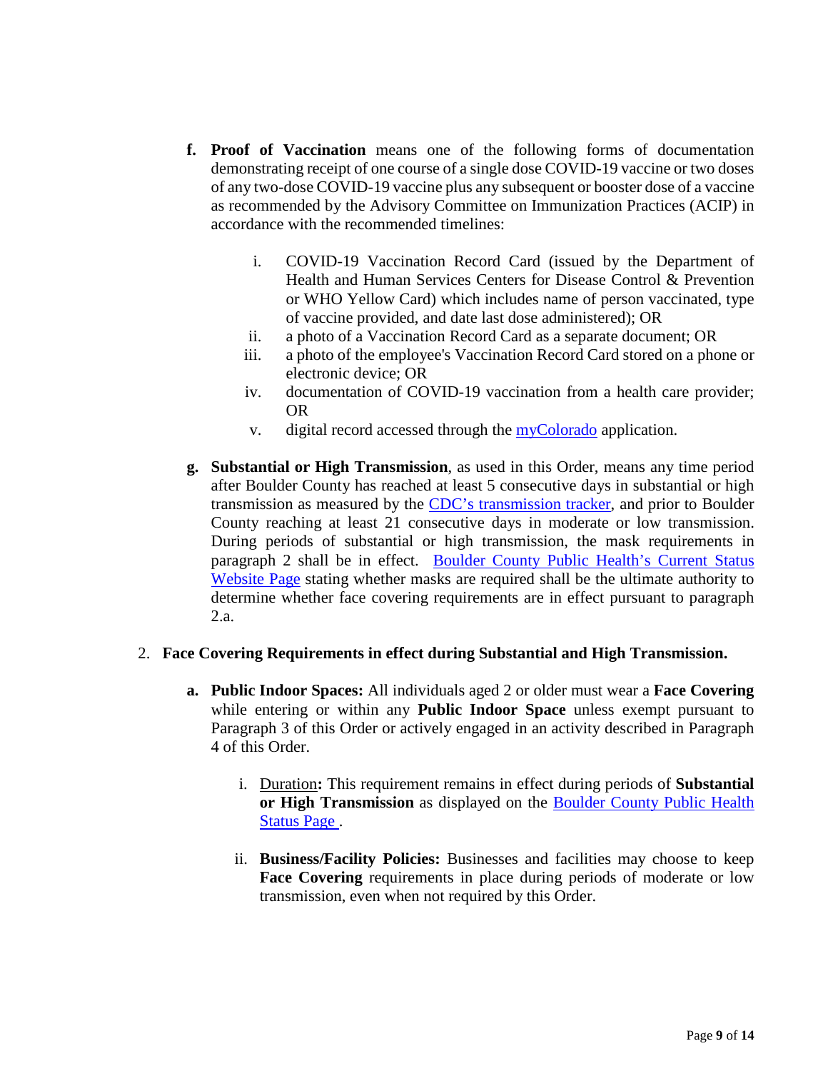f. **Proof of Vaccination** means one of the following forms of documentation demonstrating receipt of one course of a single dose COVID-19 vaccine or two doses of any two-dose COVID-19 vaccine plus any subsequent or booster dose of a vaccine as recommended by the Advisory Committee on Immunization Practices (ACIP) in accordance with the recommended timelines:

   i. COVID-19 Vaccination Record Card (issued by the Department of Health and Human Services Centers for Disease Control & Prevention or WHO Yellow Card) which includes name of person vaccinated, type of vaccine provided, and date last dose administered); OR
   ii. a photo of a Vaccination Record Card as a separate document; OR
   iii. a photo of the employee's Vaccination Record Card stored on a phone or electronic device; OR
   iv. documentation of COVID-19 vaccination from a health care provider; OR
   v. digital record accessed through the myColorado application.

g. **Substantial or High Transmission**, as used in this Order, means any time period after Boulder County has reached at least 5 consecutive days in substantial or high transmission as measured by the CDC's transmission tracker, and prior to Boulder County reaching at least 21 consecutive days in moderate or low transmission. During periods of substantial or high transmission, the mask requirements in paragraph 2 shall be in effect. Boulder County Public Health's Current Status Website Page stating whether masks are required shall be the ultimate authority to determine whether face covering requirements are in effect pursuant to paragraph 2.a.

2. **Face Covering Requirements in effect during Substantial and High Transmission.**

   a. **Public Indoor Spaces:** All individuals aged 2 or older must wear a **Face Covering** while entering or within any **Public Indoor Space** unless exempt pursuant to Paragraph 3 of this Order or actively engaged in an activity described in Paragraph 4 of this Order.

      i. Duration**:** This requirement remains in effect during periods of **Substantial or High Transmission** as displayed on the Boulder County Public Health Status Page .

      ii. **Business/Facility Policies:** Businesses and facilities may choose to keep **Face Covering** requirements in place during periods of moderate or low transmission, even when not required by this Order.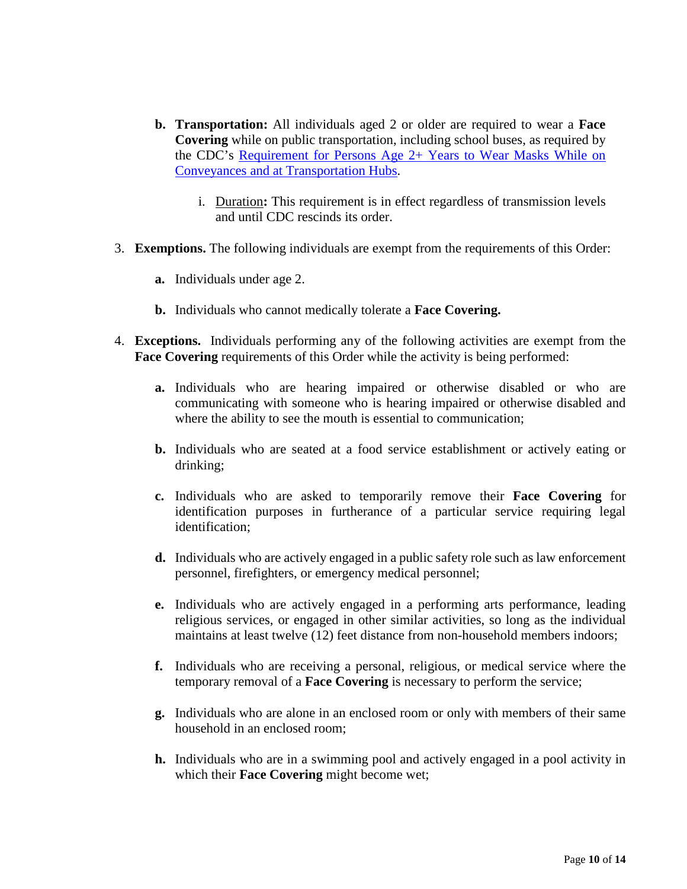b. **Transportation:** All individuals aged 2 or older are required to wear a **Face Covering** while on public transportation, including school buses, as required by the CDC's [Requirement for Persons Age 2+ Years to Wear Masks While on Conveyances and at Transportation Hubs](#).

    i. Duration**:** This requirement is in effect regardless of transmission levels and until CDC rescinds its order.

3. **Exemptions.** The following individuals are exempt from the requirements of this Order:

    a. Individuals under age 2.

    b. Individuals who cannot medically tolerate a **Face Covering.**

4. **Exceptions.** Individuals performing any of the following activities are exempt from the **Face Covering** requirements of this Order while the activity is being performed:

    a. Individuals who are hearing impaired or otherwise disabled or who are communicating with someone who is hearing impaired or otherwise disabled and where the ability to see the mouth is essential to communication;

    b. Individuals who are seated at a food service establishment or actively eating or drinking;

    c. Individuals who are asked to temporarily remove their **Face Covering** for identification purposes in furtherance of a particular service requiring legal identification;

    d. Individuals who are actively engaged in a public safety role such as law enforcement personnel, firefighters, or emergency medical personnel;

    e. Individuals who are actively engaged in a performing arts performance, leading religious services, or engaged in other similar activities, so long as the individual maintains at least twelve (12) feet distance from non-household members indoors;

    f. Individuals who are receiving a personal, religious, or medical service where the temporary removal of a **Face Covering** is necessary to perform the service;

    g. Individuals who are alone in an enclosed room or only with members of their same household in an enclosed room;

    h. Individuals who are in a swimming pool and actively engaged in a pool activity in which their **Face Covering** might become wet;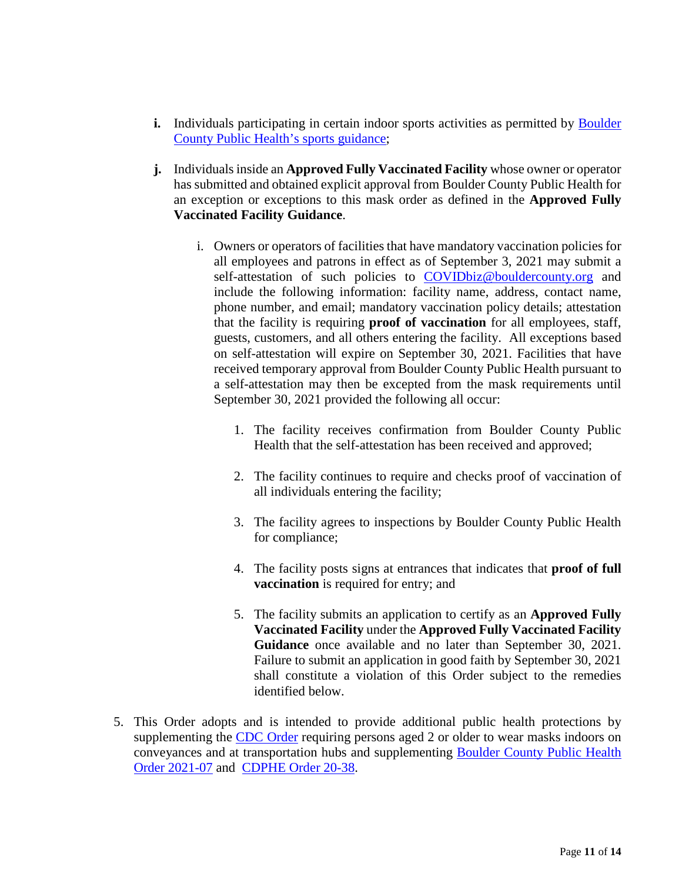- **i.** Individuals participating in certain indoor sports activities as permitted by [Boulder County Public Health's sports guidance];

- **j.** Individuals inside an **Approved Fully Vaccinated Facility** whose owner or operator has submitted and obtained explicit approval from Boulder County Public Health for an exception or exceptions to this mask order as defined in the **Approved Fully Vaccinated Facility Guidance**.

    i. Owners or operators of facilities that have mandatory vaccination policies for all employees and patrons in effect as of September 3, 2021 may submit a self-attestation of such policies to COVIDbiz@bouldercounty.org and include the following information: facility name, address, contact name, phone number, and email; mandatory vaccination policy details; attestation that the facility is requiring **proof of vaccination** for all employees, staff, guests, customers, and all others entering the facility. All exceptions based on self-attestation will expire on September 30, 2021. Facilities that have received temporary approval from Boulder County Public Health pursuant to a self-attestation may then be excepted from the mask requirements until September 30, 2021 provided the following all occur:

    1. The facility receives confirmation from Boulder County Public Health that the self-attestation has been received and approved;

    2. The facility continues to require and checks proof of vaccination of all individuals entering the facility;

    3. The facility agrees to inspections by Boulder County Public Health for compliance;

    4. The facility posts signs at entrances that indicates that **proof of full vaccination** is required for entry; and

    5. The facility submits an application to certify as an **Approved Fully Vaccinated Facility** under the **Approved Fully Vaccinated Facility Guidance** once available and no later than September 30, 2021. Failure to submit an application in good faith by September 30, 2021 shall constitute a violation of this Order subject to the remedies identified below.

5. This Order adopts and is intended to provide additional public health protections by supplementing the CDC Order requiring persons aged 2 or older to wear masks indoors on conveyances and at transportation hubs and supplementing Boulder County Public Health Order 2021-07 and CDPHE Order 20-38.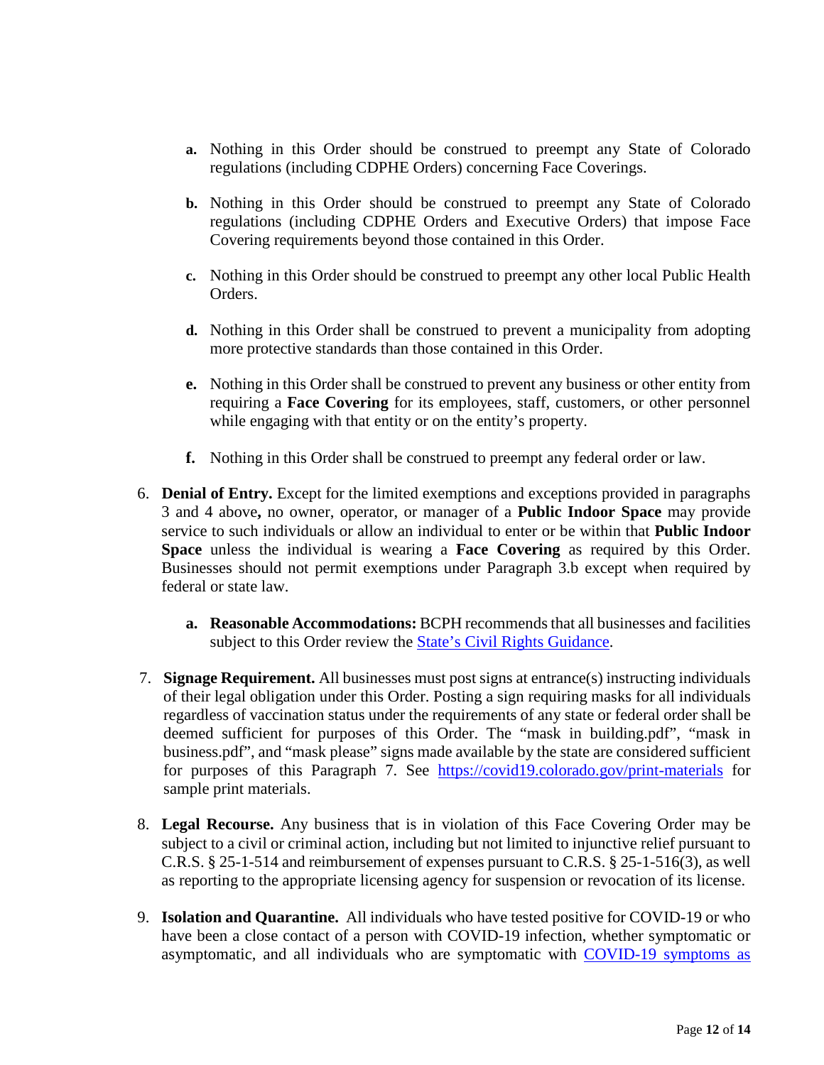a. Nothing in this Order should be construed to preempt any State of Colorado regulations (including CDPHE Orders) concerning Face Coverings.

b. Nothing in this Order should be construed to preempt any State of Colorado regulations (including CDPHE Orders and Executive Orders) that impose Face Covering requirements beyond those contained in this Order.

c. Nothing in this Order should be construed to preempt any other local Public Health Orders.

d. Nothing in this Order shall be construed to prevent a municipality from adopting more protective standards than those contained in this Order.

e. Nothing in this Order shall be construed to prevent any business or other entity from requiring a **Face Covering** for its employees, staff, customers, or other personnel while engaging with that entity or on the entity's property.

f. Nothing in this Order shall be construed to preempt any federal order or law.

6. **Denial of Entry.** Except for the limited exemptions and exceptions provided in paragraphs 3 and 4 above**,** no owner, operator, or manager of a **Public Indoor Space** may provide service to such individuals or allow an individual to enter or be within that **Public Indoor Space** unless the individual is wearing a **Face Covering** as required by this Order. Businesses should not permit exemptions under Paragraph 3.b except when required by federal or state law.

   a. **Reasonable Accommodations:** BCPH recommends that all businesses and facilities subject to this Order review the [State's Civil Rights Guidance](#).

7. **Signage Requirement.** All businesses must post signs at entrance(s) instructing individuals of their legal obligation under this Order. Posting a sign requiring masks for all individuals regardless of vaccination status under the requirements of any state or federal order shall be deemed sufficient for purposes of this Order. The "mask in building.pdf", "mask in business.pdf", and "mask please" signs made available by the state are considered sufficient for purposes of this Paragraph 7. See https://covid19.colorado.gov/print-materials for sample print materials.

8. **Legal Recourse.** Any business that is in violation of this Face Covering Order may be subject to a civil or criminal action, including but not limited to injunctive relief pursuant to C.R.S. § 25-1-514 and reimbursement of expenses pursuant to C.R.S. § 25-1-516(3), as well as reporting to the appropriate licensing agency for suspension or revocation of its license.

9. **Isolation and Quarantine.** All individuals who have tested positive for COVID-19 or who have been a close contact of a person with COVID-19 infection, whether symptomatic or asymptomatic, and all individuals who are symptomatic with COVID-19 symptoms as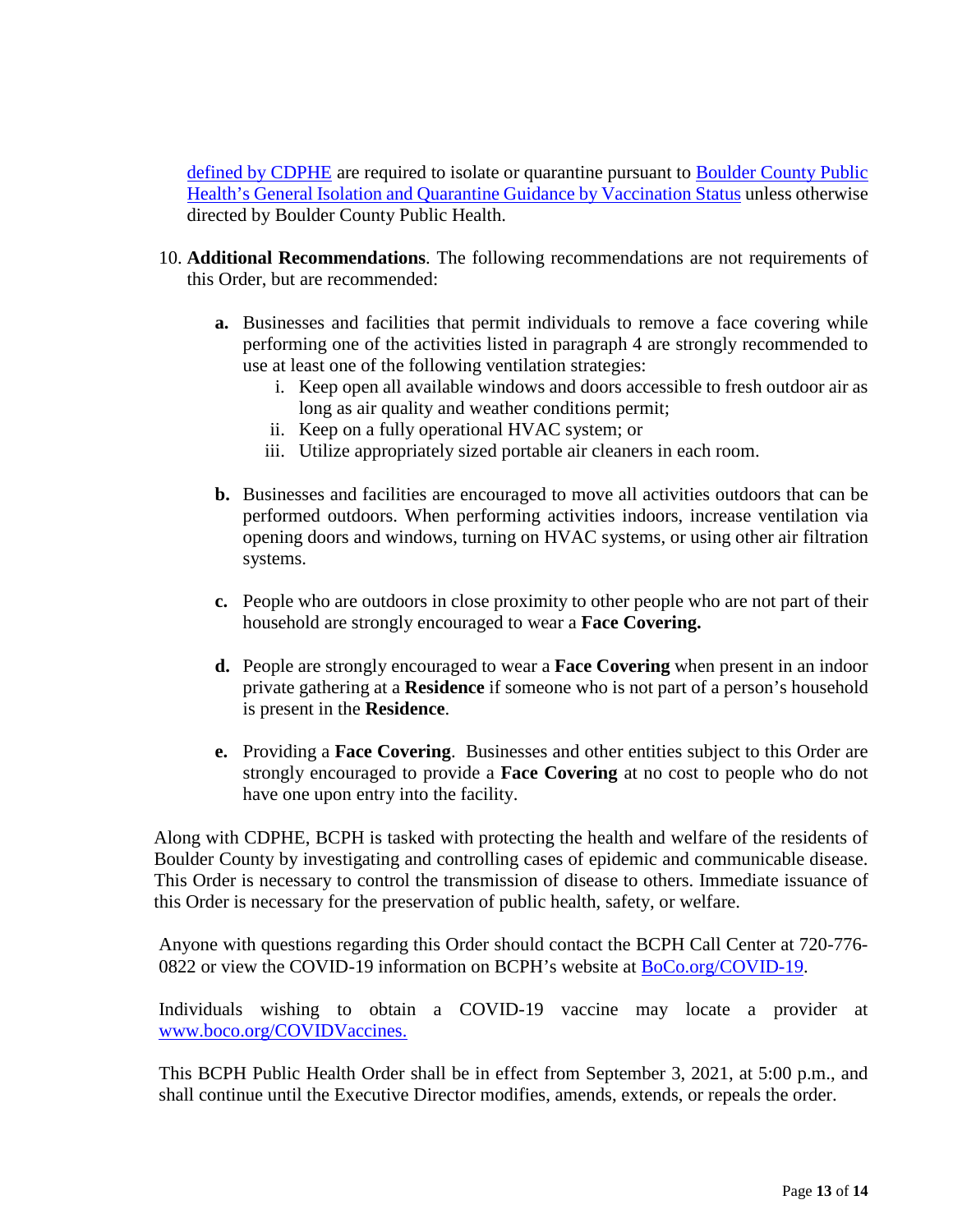defined by CDPHE are required to isolate or quarantine pursuant to Boulder County Public Health's General Isolation and Quarantine Guidance by Vaccination Status unless otherwise directed by Boulder County Public Health.

10. **Additional Recommendations**. The following recommendations are not requirements of this Order, but are recommended:

    **a.** Businesses and facilities that permit individuals to remove a face covering while performing one of the activities listed in paragraph 4 are strongly recommended to use at least one of the following ventilation strategies:

    i. Keep open all available windows and doors accessible to fresh outdoor air as long as air quality and weather conditions permit;

    ii. Keep on a fully operational HVAC system; or

    iii. Utilize appropriately sized portable air cleaners in each room.

    **b.** Businesses and facilities are encouraged to move all activities outdoors that can be performed outdoors. When performing activities indoors, increase ventilation via opening doors and windows, turning on HVAC systems, or using other air filtration systems.

    **c.** People who are outdoors in close proximity to other people who are not part of their household are strongly encouraged to wear a **Face Covering.**

    **d.** People are strongly encouraged to wear a **Face Covering** when present in an indoor private gathering at a **Residence** if someone who is not part of a person's household is present in the **Residence**.

    **e.** Providing a **Face Covering**. Businesses and other entities subject to this Order are strongly encouraged to provide a **Face Covering** at no cost to people who do not have one upon entry into the facility.

Along with CDPHE, BCPH is tasked with protecting the health and welfare of the residents of Boulder County by investigating and controlling cases of epidemic and communicable disease. This Order is necessary to control the transmission of disease to others. Immediate issuance of this Order is necessary for the preservation of public health, safety, or welfare.

Anyone with questions regarding this Order should contact the BCPH Call Center at 720-776-0822 or view the COVID-19 information on BCPH's website at BoCo.org/COVID-19.

Individuals wishing to obtain a COVID-19 vaccine may locate a provider at www.boco.org/COVIDVaccines.

This BCPH Public Health Order shall be in effect from September 3, 2021, at 5:00 p.m., and shall continue until the Executive Director modifies, amends, extends, or repeals the order.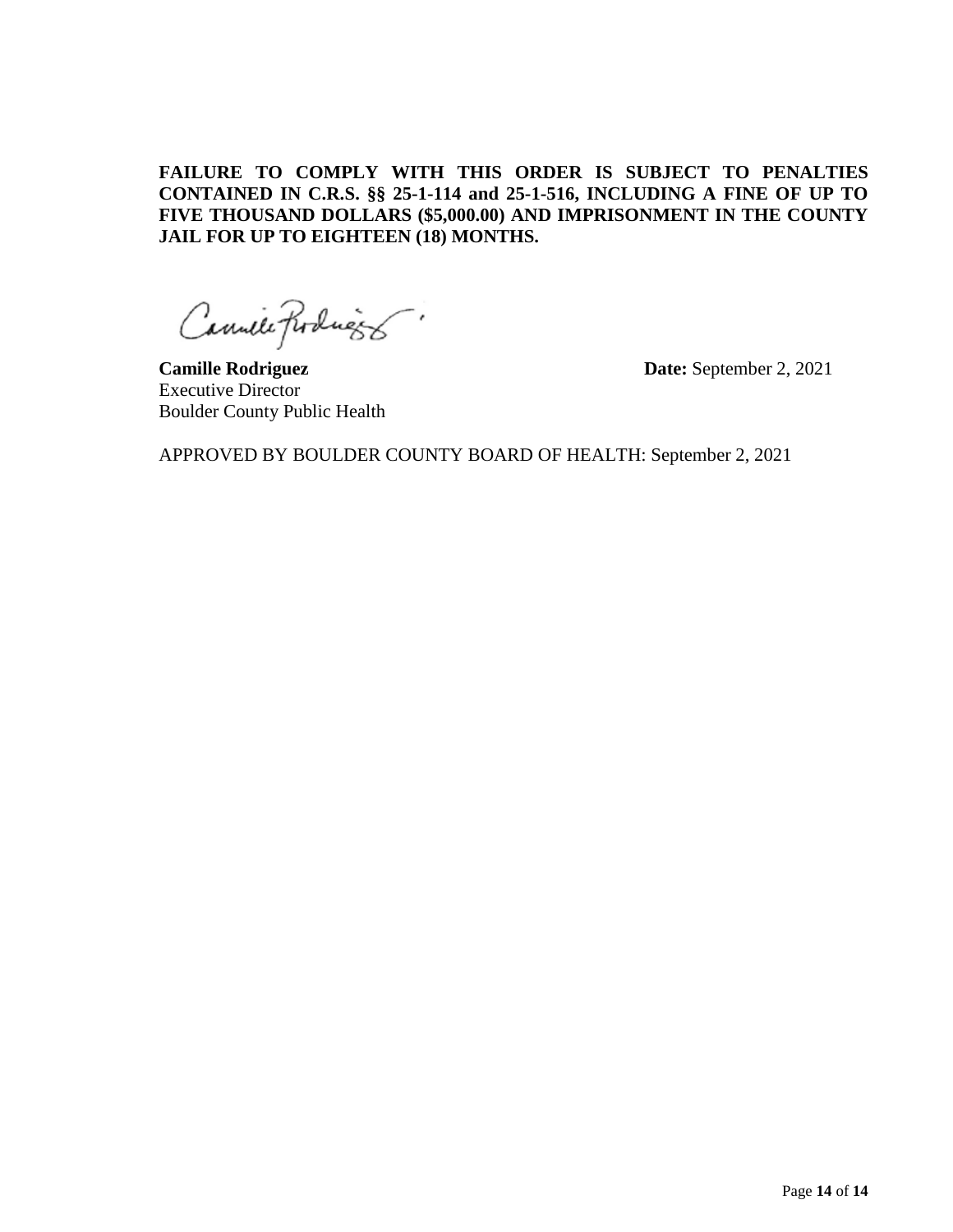**FAILURE TO COMPLY WITH THIS ORDER IS SUBJECT TO PENALTIES CONTAINED IN C.R.S. §§ 25-1-114 and 25-1-516, INCLUDING A FINE OF UP TO FIVE THOUSAND DOLLARS ($5,000.00) AND IMPRISONMENT IN THE COUNTY JAIL FOR UP TO EIGHTEEN (18) MONTHS.**

**Camille Rodriguez**
Executive Director
Boulder County Public Health

**Date:** September 2, 2021

APPROVED BY BOULDER COUNTY BOARD OF HEALTH: September 2, 2021